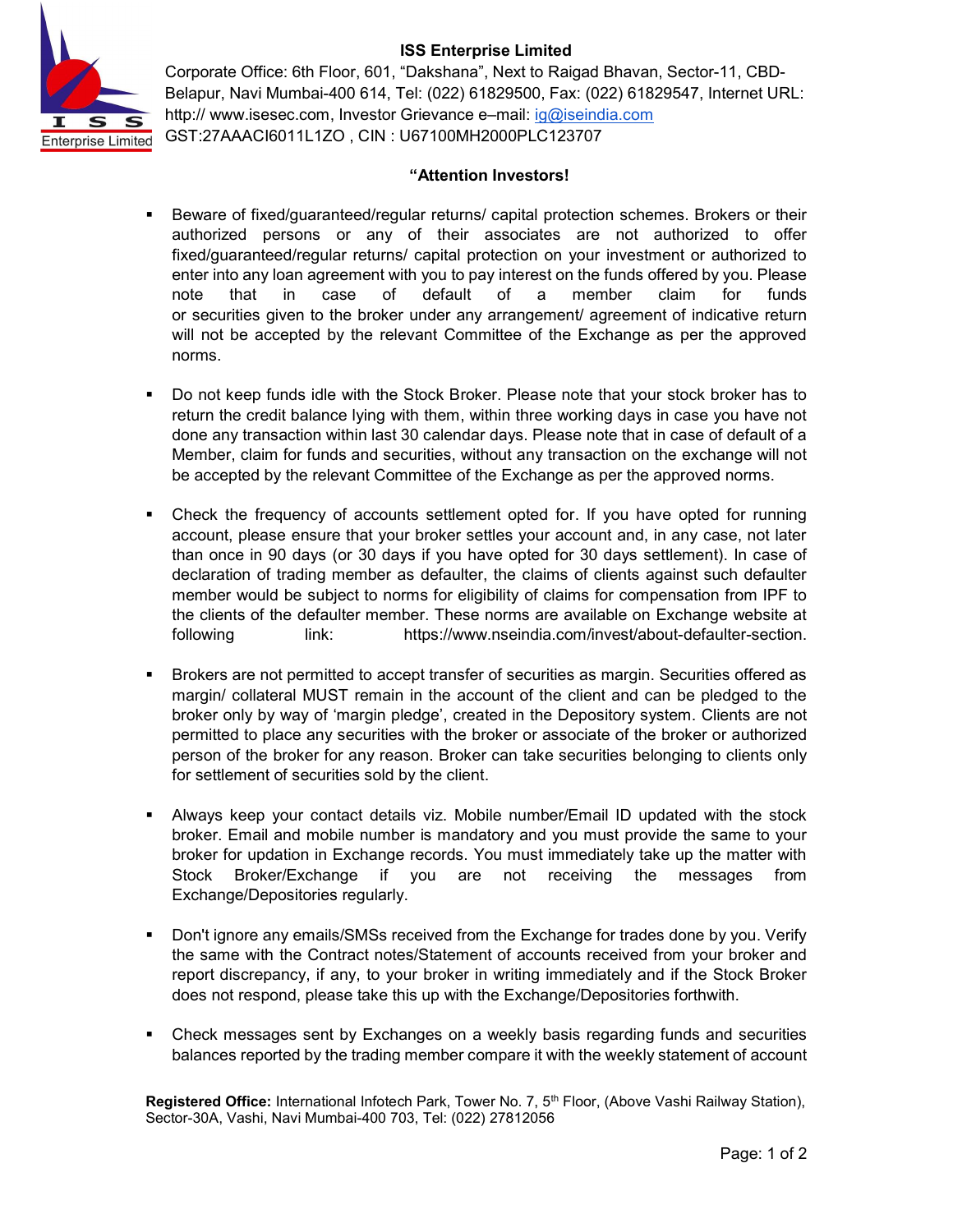**ISS Enterprise Limited**

Corporate Office: 6th Floor, 601, "Dakshana", Next to Raigad Bhavan, Sector-11, CBD-Belapur, Navi Mumbai-400 614, Tel: (022) 61829500, Fax: (022) 61829547, Internet URL: http:// www.isesec.com, Investor Grievance e–mail: ig@iseindia.com
GST:27AAACI6011L1ZO , CIN : U67100MH2000PLC123707

**"Attention Investors!**

- Beware of fixed/guaranteed/regular returns/ capital protection schemes. Brokers or their authorized persons or any of their associates are not authorized to offer fixed/guaranteed/regular returns/ capital protection on your investment or authorized to enter into any loan agreement with you to pay interest on the funds offered by you. Please note that in case of default of a member claim for funds or securities given to the broker under any arrangement/ agreement of indicative return will not be accepted by the relevant Committee of the Exchange as per the approved norms.

- Do not keep funds idle with the Stock Broker. Please note that your stock broker has to return the credit balance lying with them, within three working days in case you have not done any transaction within last 30 calendar days. Please note that in case of default of a Member, claim for funds and securities, without any transaction on the exchange will not be accepted by the relevant Committee of the Exchange as per the approved norms.

- Check the frequency of accounts settlement opted for. If you have opted for running account, please ensure that your broker settles your account and, in any case, not later than once in 90 days (or 30 days if you have opted for 30 days settlement). In case of declaration of trading member as defaulter, the claims of clients against such defaulter member would be subject to norms for eligibility of claims for compensation from IPF to the clients of the defaulter member. These norms are available on Exchange website at following link: https://www.nseindia.com/invest/about-defaulter-section.

- Brokers are not permitted to accept transfer of securities as margin. Securities offered as margin/ collateral MUST remain in the account of the client and can be pledged to the broker only by way of 'margin pledge', created in the Depository system. Clients are not permitted to place any securities with the broker or associate of the broker or authorized person of the broker for any reason. Broker can take securities belonging to clients only for settlement of securities sold by the client.

- Always keep your contact details viz. Mobile number/Email ID updated with the stock broker. Email and mobile number is mandatory and you must provide the same to your broker for updation in Exchange records. You must immediately take up the matter with Stock Broker/Exchange if you are not receiving the messages from Exchange/Depositories regularly.

- Don't ignore any emails/SMSs received from the Exchange for trades done by you. Verify the same with the Contract notes/Statement of accounts received from your broker and report discrepancy, if any, to your broker in writing immediately and if the Stock Broker does not respond, please take this up with the Exchange/Depositories forthwith.

- Check messages sent by Exchanges on a weekly basis regarding funds and securities balances reported by the trading member compare it with the weekly statement of account

**Registered Office:** International Infotech Park, Tower No. 7, 5th Floor, (Above Vashi Railway Station), Sector-30A, Vashi, Navi Mumbai-400 703, Tel: (022) 27812056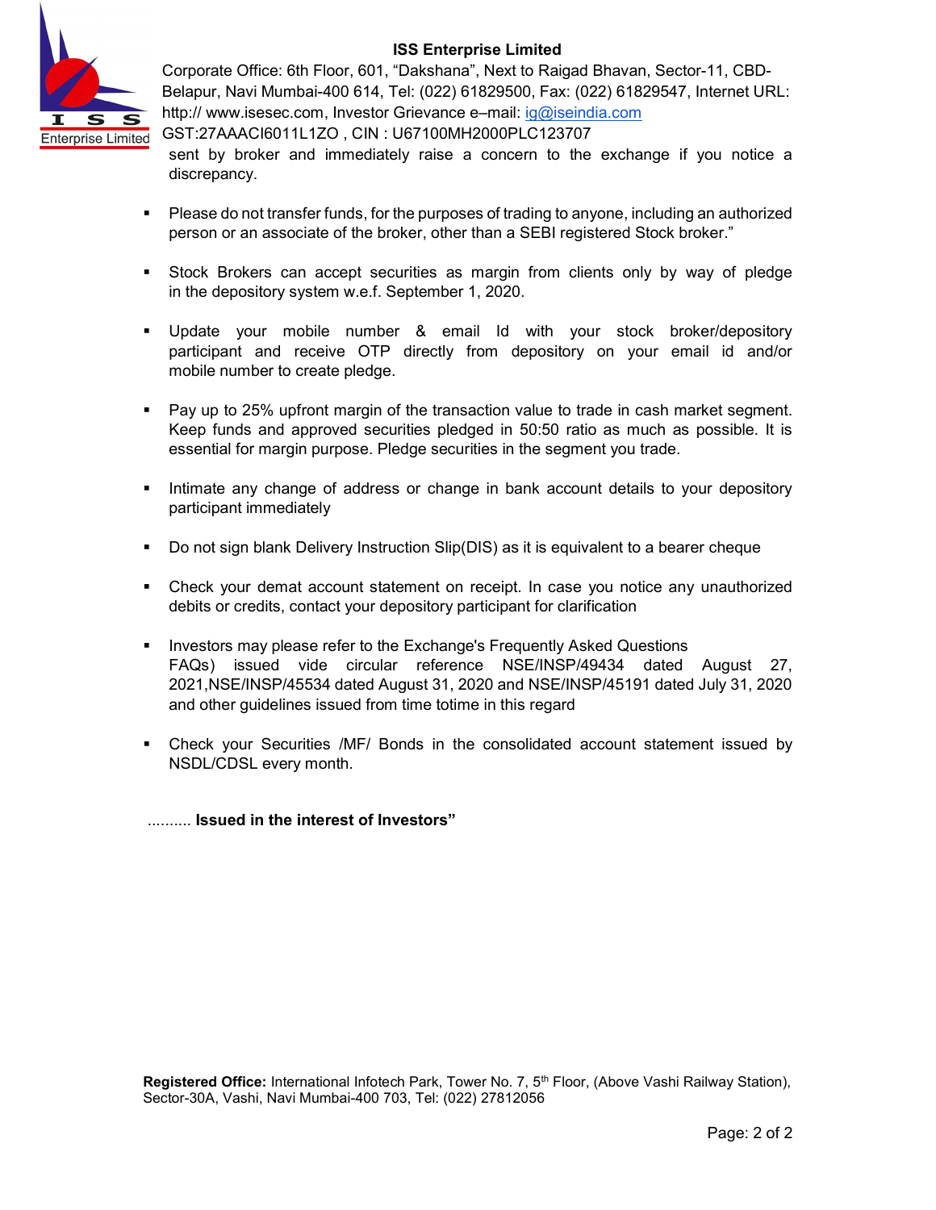**ISS Enterprise Limited**

Corporate Office: 6th Floor, 601, “Dakshana”, Next to Raigad Bhavan, Sector-11, CBD-Belapur, Navi Mumbai-400 614, Tel: (022) 61829500, Fax: (022) 61829547, Internet URL: http:// www.isesec.com, Investor Grievance e–mail: ig@iseindia.com
GST:27AAACI6011L1ZO , CIN : U67100MH2000PLC123707

sent by broker and immediately raise a concern to the exchange if you notice a discrepancy.

- Please do not transfer funds, for the purposes of trading to anyone, including an authorized person or an associate of the broker, other than a SEBI registered Stock broker.”

- Stock Brokers can accept securities as margin from clients only by way of pledge in the depository system w.e.f. September 1, 2020.

- Update your mobile number & email Id with your stock broker/depository participant and receive OTP directly from depository on your email id and/or mobile number to create pledge.

- Pay up to 25% upfront margin of the transaction value to trade in cash market segment. Keep funds and approved securities pledged in 50:50 ratio as much as possible. It is essential for margin purpose. Pledge securities in the segment you trade.

- Intimate any change of address or change in bank account details to your depository participant immediately

- Do not sign blank Delivery Instruction Slip(DIS) as it is equivalent to a bearer cheque

- Check your demat account statement on receipt. In case you notice any unauthorized debits or credits, contact your depository participant for clarification

- Investors may please refer to the Exchange's Frequently Asked Questions FAQs) issued vide circular reference NSE/INSP/49434 dated August 27, 2021,NSE/INSP/45534 dated August 31, 2020 and NSE/INSP/45191 dated July 31, 2020 and other guidelines issued from time totime in this regard

- Check your Securities /MF/ Bonds in the consolidated account statement issued by NSDL/CDSL every month.

.......... **Issued in the interest of Investors”**

**Registered Office:** International Infotech Park, Tower No. 7, 5th Floor, (Above Vashi Railway Station), Sector-30A, Vashi, Navi Mumbai-400 703, Tel: (022) 27812056